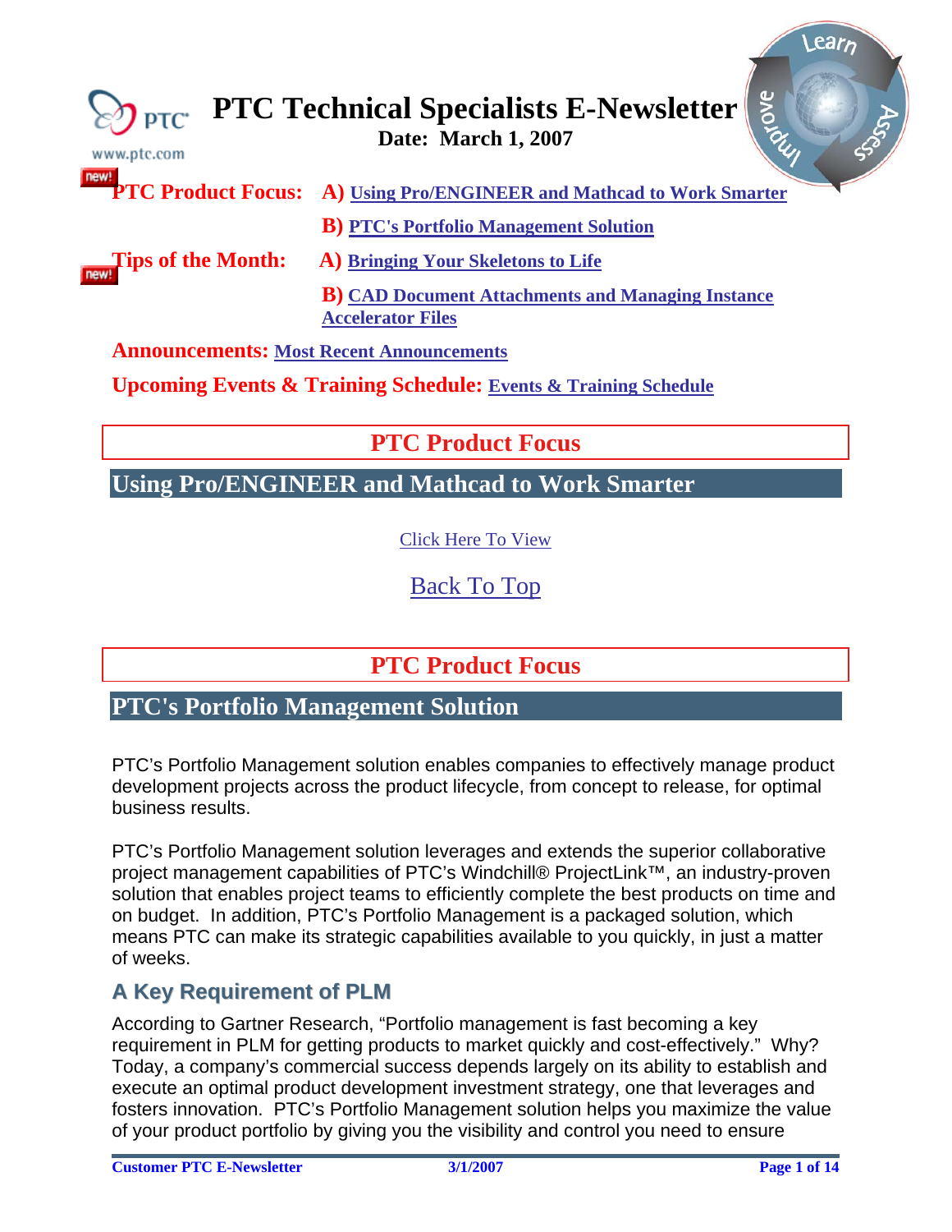# PTC Technical Specialists E-Newsletter

**Date: March 1, 2007**

**PTC Product Focus:** **A)** **Using Pro/ENGINEER and Mathcad to Work Smarter**

**B)** **PTC's Portfolio Management Solution**

**Tips of the Month:** **A)** **Bringing Your Skeletons to Life**

**B)** **CAD Document Attachments and Managing Instance Accelerator Files**

**Announcements:** **Most Recent Announcements**

**Upcoming Events & Training Schedule:** **Events & Training Schedule**

## PTC Product Focus

## Using Pro/ENGINEER and Mathcad to Work Smarter

Click Here To View

Back To Top

## PTC Product Focus

## PTC's Portfolio Management Solution

PTC's Portfolio Management solution enables companies to effectively manage product development projects across the product lifecycle, from concept to release, for optimal business results.

PTC's Portfolio Management solution leverages and extends the superior collaborative project management capabilities of PTC's Windchill® ProjectLink™, an industry-proven solution that enables project teams to efficiently complete the best products on time and on budget. In addition, PTC's Portfolio Management is a packaged solution, which means PTC can make its strategic capabilities available to you quickly, in just a matter of weeks.

### A Key Requirement of PLM

According to Gartner Research, "Portfolio management is fast becoming a key requirement in PLM for getting products to market quickly and cost-effectively." Why? Today, a company's commercial success depends largely on its ability to establish and execute an optimal product development investment strategy, one that leverages and fosters innovation. PTC's Portfolio Management solution helps you maximize the value of your product portfolio by giving you the visibility and control you need to ensure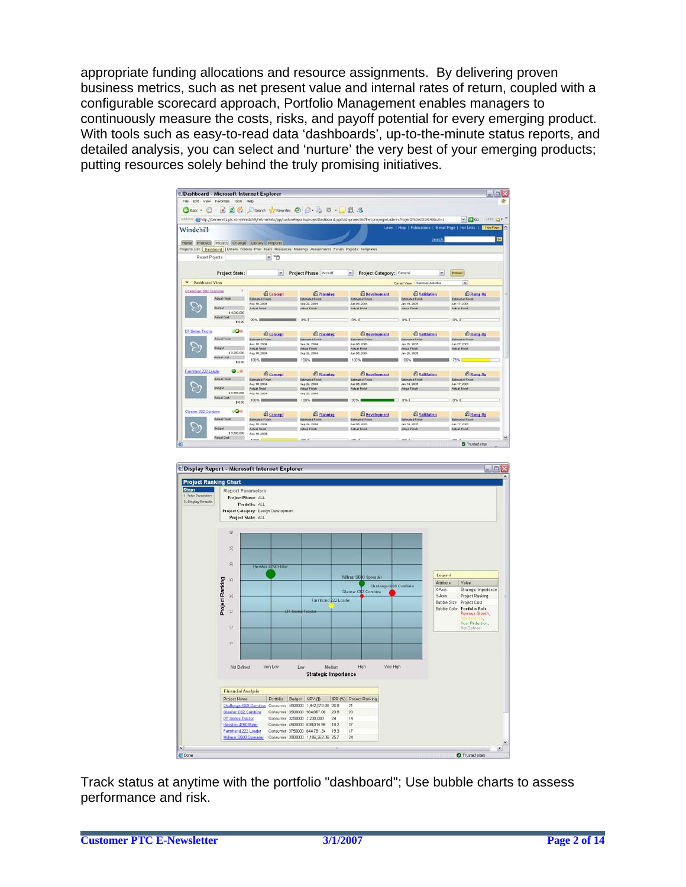appropriate funding allocations and resource assignments. By delivering proven business metrics, such as net present value and internal rates of return, coupled with a configurable scorecard approach, Portfolio Management enables managers to continuously measure the costs, risks, and payoff potential for every emerging product. With tools such as easy-to-read data 'dashboards', up-to-the-minute status reports, and detailed analysis, you can select and 'nurture' the very best of your emerging products; putting resources solely behind the truly promising initiatives.

Track status at anytime with the portfolio "dashboard"; Use bubble charts to assess performance and risk.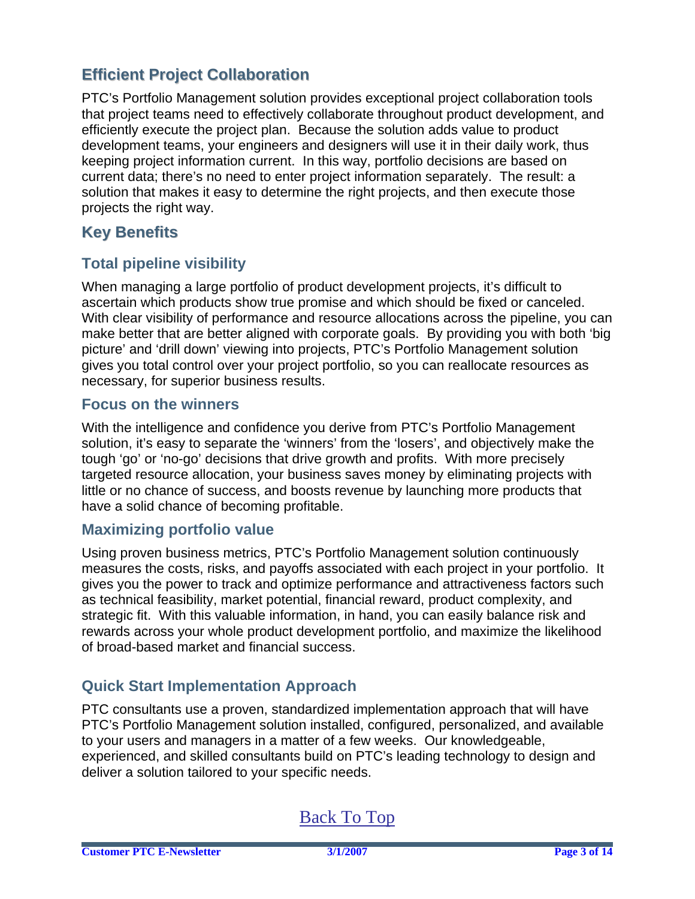## Efficient Project Collaboration

PTC's Portfolio Management solution provides exceptional project collaboration tools that project teams need to effectively collaborate throughout product development, and efficiently execute the project plan. Because the solution adds value to product development teams, your engineers and designers will use it in their daily work, thus keeping project information current. In this way, portfolio decisions are based on current data; there's no need to enter project information separately. The result: a solution that makes it easy to determine the right projects, and then execute those projects the right way.

## Key Benefits

### Total pipeline visibility

When managing a large portfolio of product development projects, it's difficult to ascertain which products show true promise and which should be fixed or canceled. With clear visibility of performance and resource allocations across the pipeline, you can make better that are better aligned with corporate goals. By providing you with both 'big picture' and 'drill down' viewing into projects, PTC's Portfolio Management solution gives you total control over your project portfolio, so you can reallocate resources as necessary, for superior business results.

### Focus on the winners

With the intelligence and confidence you derive from PTC's Portfolio Management solution, it's easy to separate the 'winners' from the 'losers', and objectively make the tough 'go' or 'no-go' decisions that drive growth and profits. With more precisely targeted resource allocation, your business saves money by eliminating projects with little or no chance of success, and boosts revenue by launching more products that have a solid chance of becoming profitable.

### Maximizing portfolio value

Using proven business metrics, PTC's Portfolio Management solution continuously measures the costs, risks, and payoffs associated with each project in your portfolio. It gives you the power to track and optimize performance and attractiveness factors such as technical feasibility, market potential, financial reward, product complexity, and strategic fit. With this valuable information, in hand, you can easily balance risk and rewards across your whole product development portfolio, and maximize the likelihood of broad-based market and financial success.

### Quick Start Implementation Approach

PTC consultants use a proven, standardized implementation approach that will have PTC's Portfolio Management solution installed, configured, personalized, and available to your users and managers in a matter of a few weeks. Our knowledgeable, experienced, and skilled consultants build on PTC's leading technology to design and deliver a solution tailored to your specific needs.

Back To Top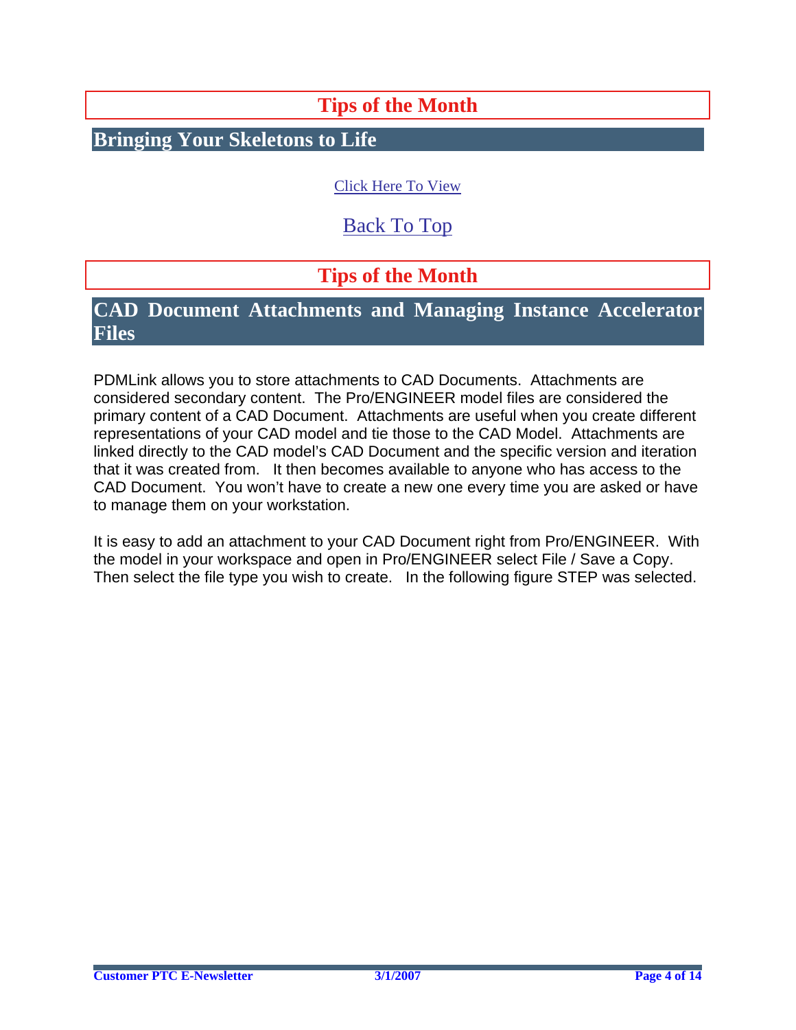# Tips of the Month

## Bringing Your Skeletons to Life

Click Here To View

Back To Top

# Tips of the Month

## CAD Document Attachments and Managing Instance Accelerator Files

PDMLink allows you to store attachments to CAD Documents. Attachments are considered secondary content. The Pro/ENGINEER model files are considered the primary content of a CAD Document. Attachments are useful when you create different representations of your CAD model and tie those to the CAD Model. Attachments are linked directly to the CAD model's CAD Document and the specific version and iteration that it was created from. It then becomes available to anyone who has access to the CAD Document. You won't have to create a new one every time you are asked or have to manage them on your workstation.

It is easy to add an attachment to your CAD Document right from Pro/ENGINEER. With the model in your workspace and open in Pro/ENGINEER select File / Save a Copy. Then select the file type you wish to create. In the following figure STEP was selected.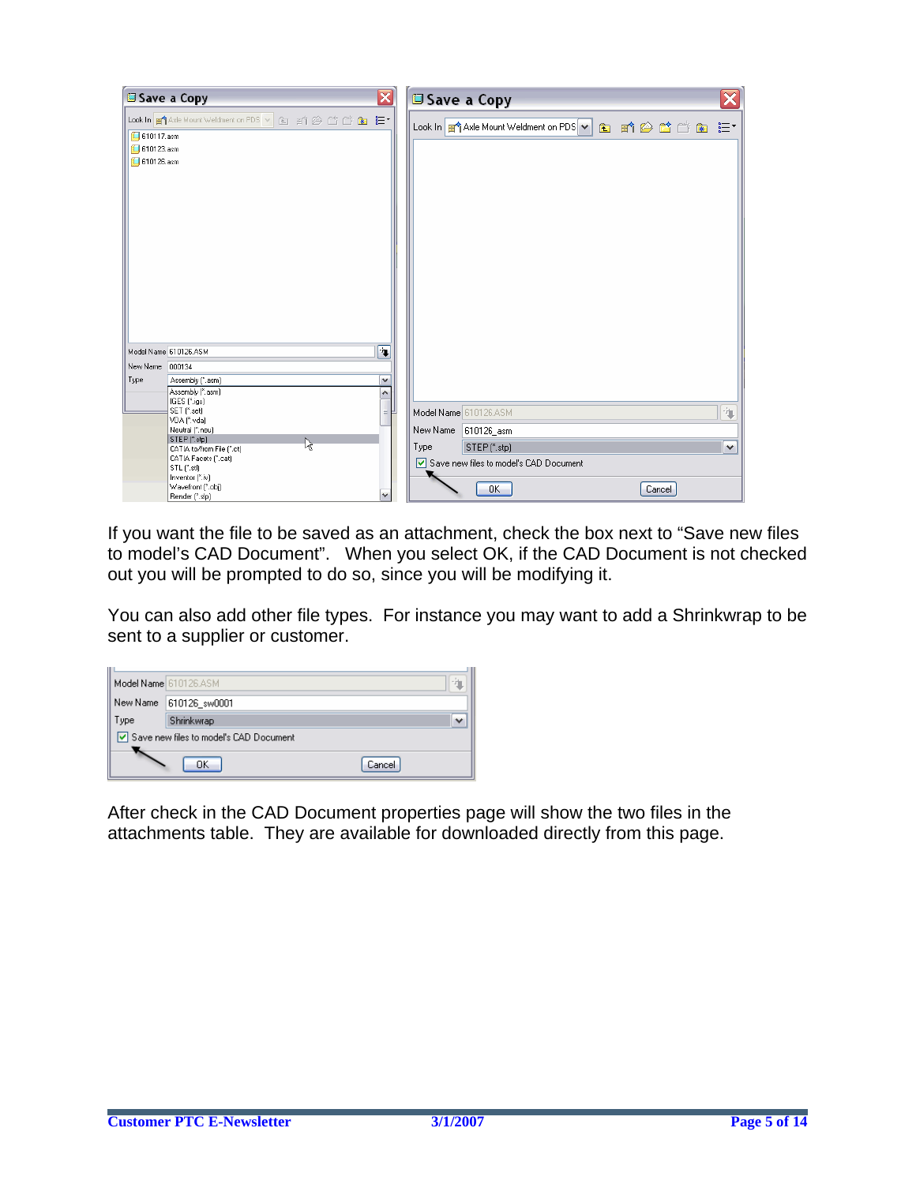If you want the file to be saved as an attachment, check the box next to “Save new files to model’s CAD Document”.   When you select OK, if the CAD Document is not checked out you will be prompted to do so, since you will be modifying it.

You can also add other file types.  For instance you may want to add a Shrinkwrap to be sent to a supplier or customer.

After check in the CAD Document properties page will show the two files in the attachments table.  They are available for downloaded directly from this page.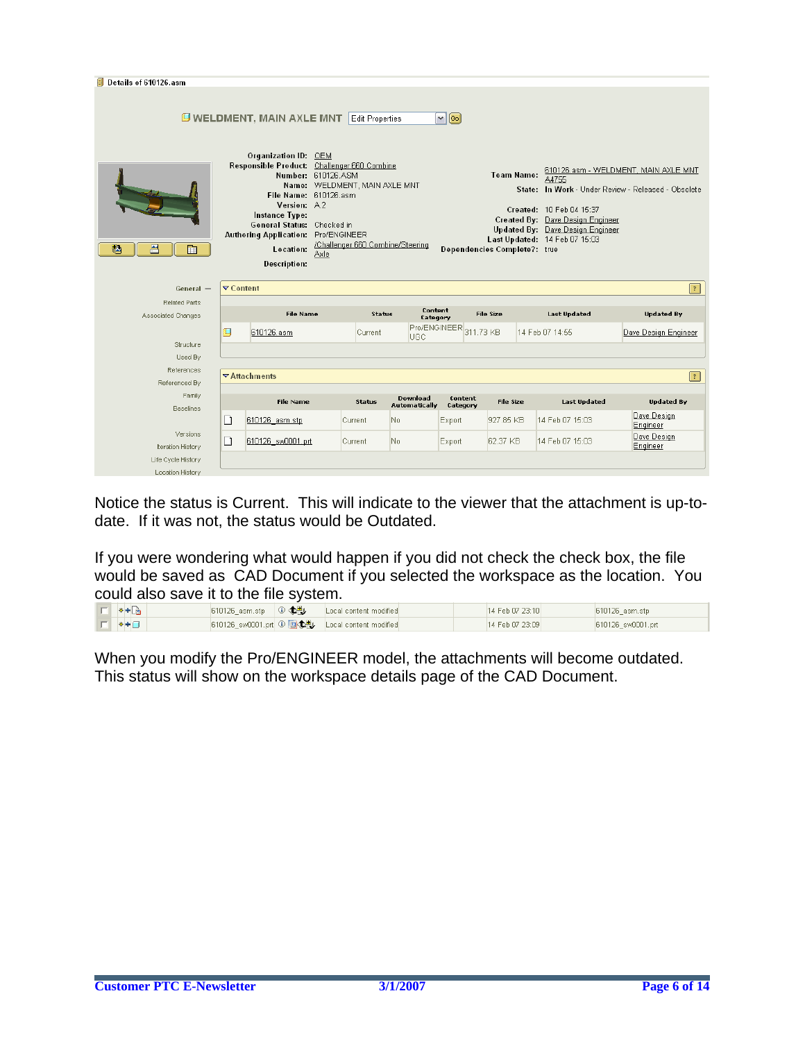Details of 610126.asm

**WELDMENT, MAIN AXLE MNT** Edit Properties

Organization ID: OEM
Responsible Product: Challenger 660 Combine
Number: 610126.ASM
Name: WELDMENT, MAIN AXLE MNT
File Name: 610126.asm
Version: A.2
Instance Type:
General Status: Checked in
Authoring Application: Pro/ENGINEER
Location: /Challenger 660 Combine/Steering Axle
Description:

Team Name: 610126.asm - WELDMENT, MAIN AXLE MNT A4755
State: In Work - Under Review - Released - Obsolete

Created: 10 Feb 04 15:37
Created By: Dave Design Engineer
Updated By: Dave Design Engineer
Last Updated: 14 Feb 07 15:03
Dependencies Complete?: true

General — Related Parts, Associated Changes, Structure, Used By, References, Referenced By, Family, Baselines, Versions, Iteration History, Life Cycle History, Location History

**Content**

| File Name | Status | Content Category | File Size | Last Updated | Updated By |
|---|---|---|---|---|---|
| 610126.asm | Current | Pro/ENGINEER UGC | 311.73 KB | 14 Feb 07 14:55 | Dave Design Engineer |

**Attachments**

| File Name | Status | Download Automatically | Content Category | File Size | Last Updated | Updated By |
|---|---|---|---|---|---|---|
| 610126_asm.stp | Current | No | Export | 927.85 KB | 14 Feb 07 15:03 | Dave Design Engineer |
| 610126_sw0001.prt | Current | No | Export | 62.37 KB | 14 Feb 07 15:03 | Dave Design Engineer |

Notice the status is Current. This will indicate to the viewer that the attachment is up-to-date. If it was not, the status would be Outdated.

If you were wondering what would happen if you did not check the check box, the file would be saved as CAD Document if you selected the workspace as the location. You could also save it to the file system.

| | | | | | |
|---|---|---|---|---|---|
| 610126_asm.stp | | Local content modified | | 14 Feb 07 23:10 | 610126_asm.stp |
| 610126_sw0001.prt | | Local content modified | | 14 Feb 07 23:09 | 610126_sw0001.prt |

When you modify the Pro/ENGINEER model, the attachments will become outdated. This status will show on the workspace details page of the CAD Document.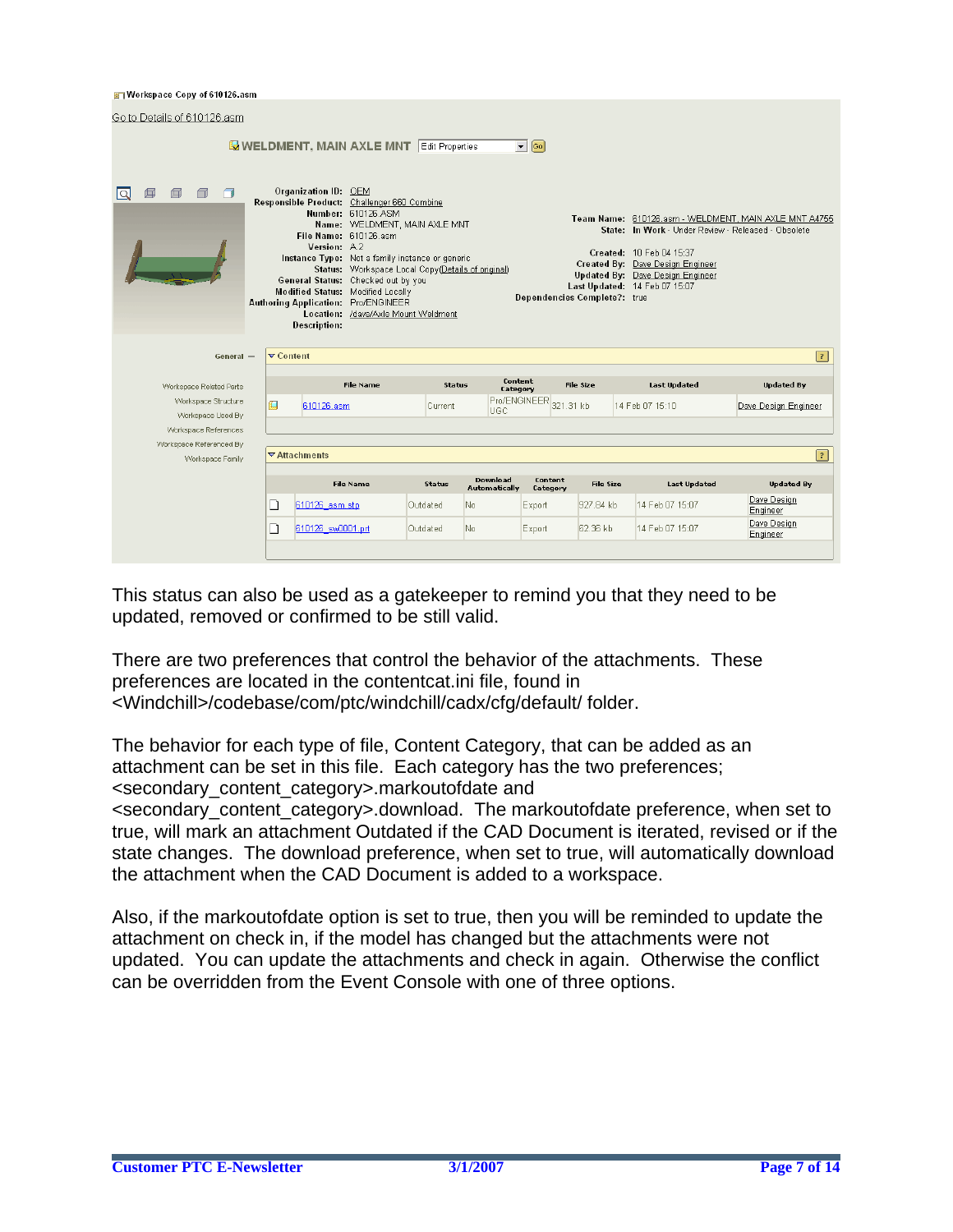Workspace Copy of 610126.asm

Go to Details of 610126.asm

**WELDMENT, MAIN AXLE MNT** Edit Properties Go

Organization ID: OEM
Responsible Product: Challenger 660 Combine
Number: 610126.ASM
Name: WELDMENT, MAIN AXLE MNT
File Name: 610126.asm
Version: A.2
Instance Type: Not a family instance or generic
Status: Workspace Local Copy (Details of original)
General Status: Checked out by you
Modified Status: Modified Locally
Authoring Application: Pro/ENGINEER
Location: /dave/Axle Mount Weldment
Description:

Team Name: 610126.asm - WELDMENT, MAIN AXLE MNT A4755
State: In Work - Under Review - Released - Obsolete

Created: 10 Feb 04 15:37
Created By: Dave Design Engineer
Updated By: Dave Design Engineer
Last Updated: 14 Feb 07 15:07
Dependencies Complete?: true

General — Workspace Related Parts, Workspace Structure, Workspace Used By, Workspace References, Workspace Referenced By, Workspace Family

Content

| | File Name | Status | Content Category | File Size | Last Updated | Updated By |
|---|---|---|---|---|---|---|
| | 610126.asm | Current | Pro/ENGINEER UGC | 321.31 kb | 14 Feb 07 15:10 | Dave Design Engineer |

Attachments

| | File Name | Status | Download Automatically | Content Category | File Size | Last Updated | Updated By |
|---|---|---|---|---|---|---|---|
| | 610126_asm.stp | Outdated | No | Export | 927.84 kb | 14 Feb 07 15:07 | Dave Design Engineer |
| | 610126_sw0001.plt | Outdated | No | Export | 62.36 kb | 14 Feb 07 15:07 | Dave Design Engineer |

This status can also be used as a gatekeeper to remind you that they need to be updated, removed or confirmed to be still valid.

There are two preferences that control the behavior of the attachments. These preferences are located in the contentcat.ini file, found in <Windchill>/codebase/com/ptc/windchill/cadx/cfg/default/ folder.

The behavior for each type of file, Content Category, that can be added as an attachment can be set in this file. Each category has the two preferences; <secondary_content_category>.markoutofdate and <secondary_content_category>.download. The markoutofdate preference, when set to true, will mark an attachment Outdated if the CAD Document is iterated, revised or if the state changes. The download preference, when set to true, will automatically download the attachment when the CAD Document is added to a workspace.

Also, if the markoutofdate option is set to true, then you will be reminded to update the attachment on check in, if the model has changed but the attachments were not updated. You can update the attachments and check in again. Otherwise the conflict can be overridden from the Event Console with one of three options.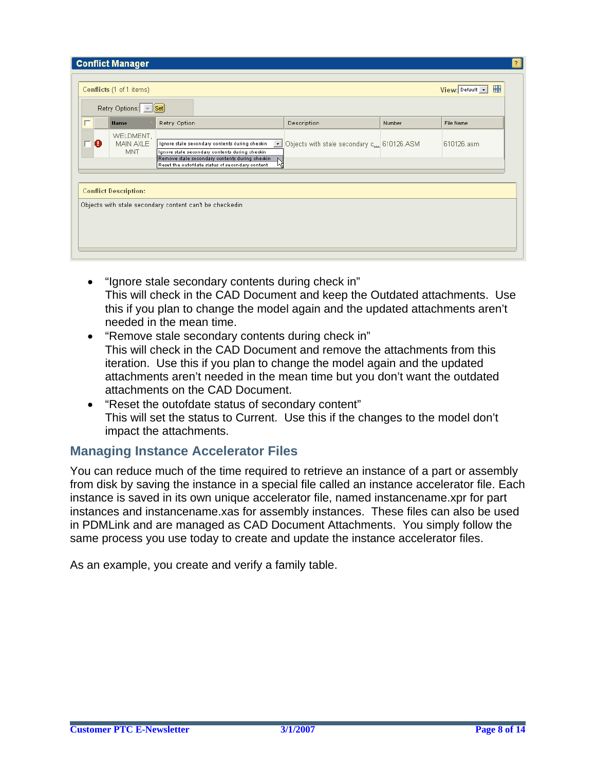- "Ignore stale secondary contents during check in"
  This will check in the CAD Document and keep the Outdated attachments. Use this if you plan to change the model again and the updated attachments aren't needed in the mean time.
- "Remove stale secondary contents during check in"
  This will check in the CAD Document and remove the attachments from this iteration. Use this if you plan to change the model again and the updated attachments aren't needed in the mean time but you don't want the outdated attachments on the CAD Document.
- "Reset the outofdate status of secondary content"
  This will set the status to Current. Use this if the changes to the model don't impact the attachments.

## Managing Instance Accelerator Files

You can reduce much of the time required to retrieve an instance of a part or assembly from disk by saving the instance in a special file called an instance accelerator file. Each instance is saved in its own unique accelerator file, named instancename.xpr for part instances and instancename.xas for assembly instances. These files can also be used in PDMLink and are managed as CAD Document Attachments. You simply follow the same process you use today to create and update the instance accelerator files.

As an example, you create and verify a family table.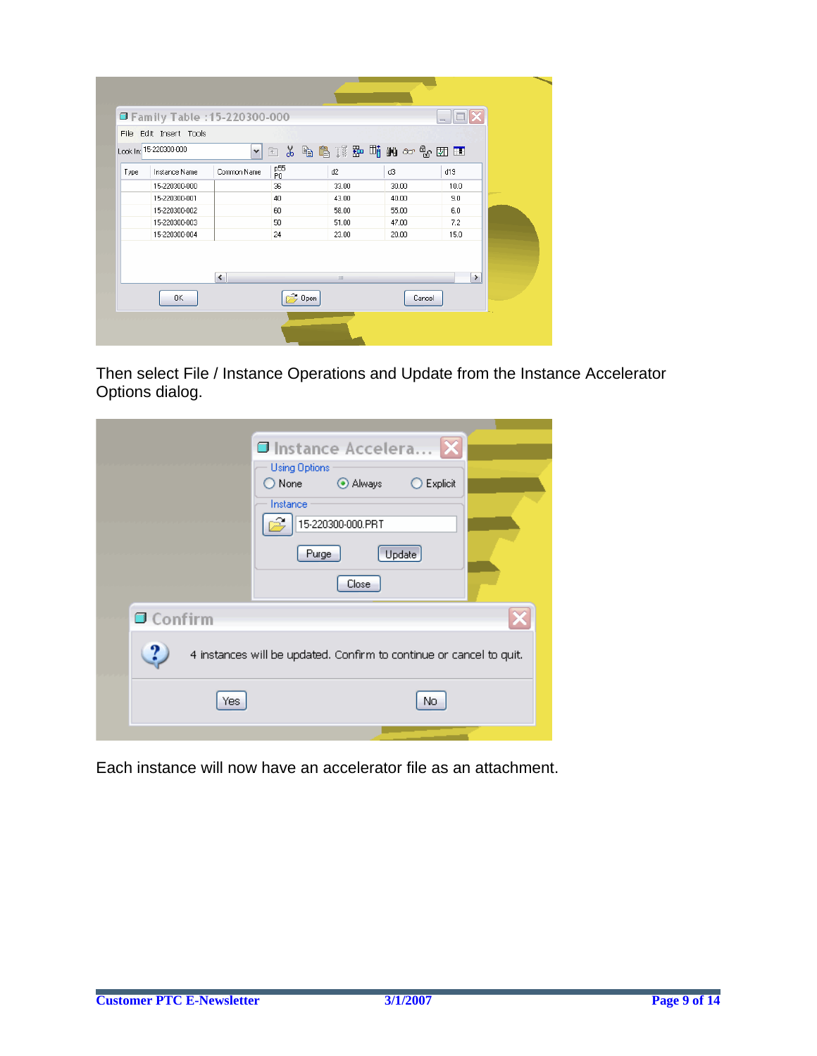Then select File / Instance Operations and Update from the Instance Accelerator Options dialog.

Each instance will now have an accelerator file as an attachment.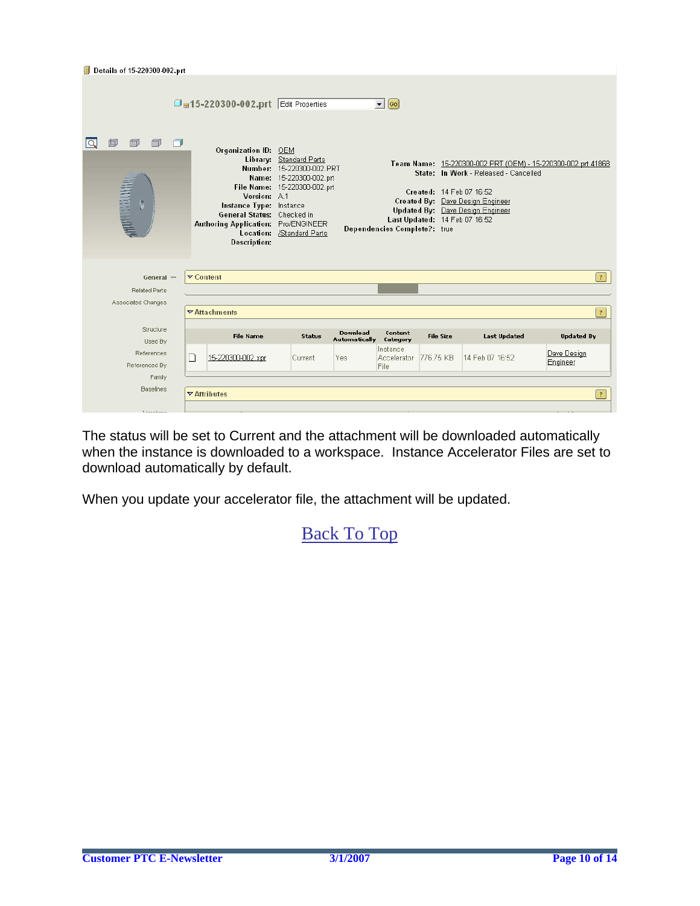Details of 15-220300-002.prt

15-220300-002.prt Edit Properties Go

Organization ID: OEM
Library: Standard Parts
Number: 15-220300-002.PRT
Name: 15-220300-002.prt
File Name: 15-220300-002.prt
Version: A.1
Instance Type: Instance
General Status: Checked in
Authoring Application: Pro/ENGINEER
Location: /Standard Parts
Description:

Team Name: 15-220300-002.PRT (OEM) - 15-220300-002.prt 41868
State: In Work - Released - Cancelled

Created: 14 Feb 07 16:52
Created By: Dave Design Engineer
Updated By: Dave Design Engineer
Last Updated: 14 Feb 07 16:52
Dependencies Complete?: true

General — Related Parts, Associated Changes, Structure, Used By, References, Referenced By, Family, Baselines

Content

Attachments

| | File Name | Status | Download Automatically | Content Category | File Size | Last Updated | Updated By |
|---|---|---|---|---|---|---|---|
| | 15-220300-002.xpr | Current | Yes | Instance Accelerator File | 776.75 KB | 14 Feb 07 16:52 | Dave Design Engineer |

Attributes

The status will be set to Current and the attachment will be downloaded automatically when the instance is downloaded to a workspace. Instance Accelerator Files are set to download automatically by default.

When you update your accelerator file, the attachment will be updated.

Back To Top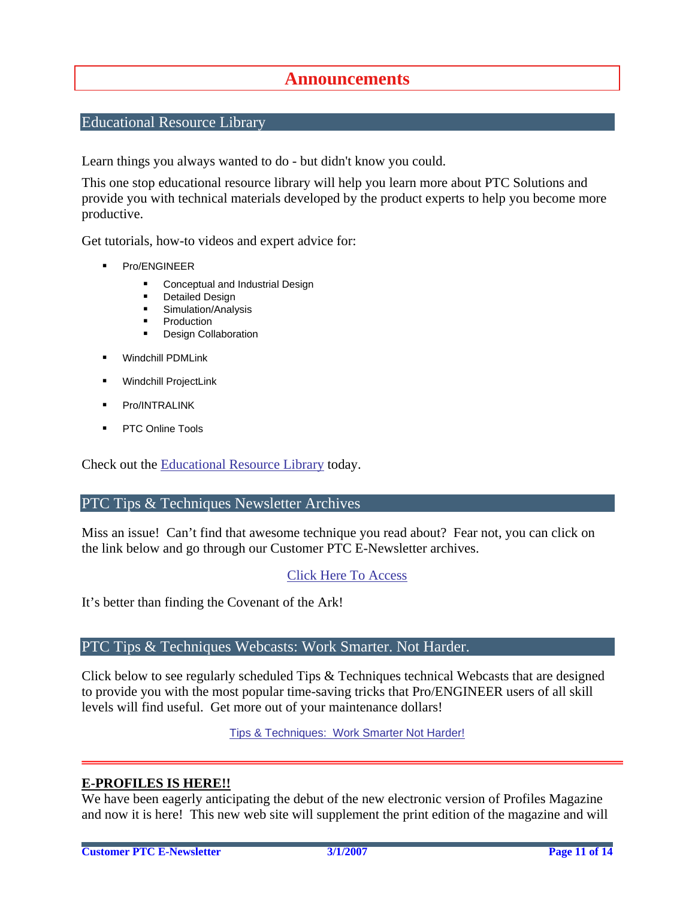# Announcements

## Educational Resource Library

Learn things you always wanted to do - but didn't know you could.

This one stop educational resource library will help you learn more about PTC Solutions and provide you with technical materials developed by the product experts to help you become more productive.

Get tutorials, how-to videos and expert advice for:

- Pro/ENGINEER
  - Conceptual and Industrial Design
  - Detailed Design
  - Simulation/Analysis
  - Production
  - Design Collaboration
- Windchill PDMLink
- Windchill ProjectLink
- Pro/INTRALINK
- PTC Online Tools

Check out the [Educational Resource Library]() today.

## PTC Tips & Techniques Newsletter Archives

Miss an issue! Can't find that awesome technique you read about? Fear not, you can click on the link below and go through our Customer PTC E-Newsletter archives.

[Click Here To Access]()

It's better than finding the Covenant of the Ark!

## PTC Tips & Techniques Webcasts: Work Smarter. Not Harder.

Click below to see regularly scheduled Tips & Techniques technical Webcasts that are designed to provide you with the most popular time-saving tricks that Pro/ENGINEER users of all skill levels will find useful. Get more out of your maintenance dollars!

[Tips & Techniques: Work Smarter Not Harder!]()

---

**E-PROFILES IS HERE!!**

We have been eagerly anticipating the debut of the new electronic version of Profiles Magazine and now it is here! This new web site will supplement the print edition of the magazine and will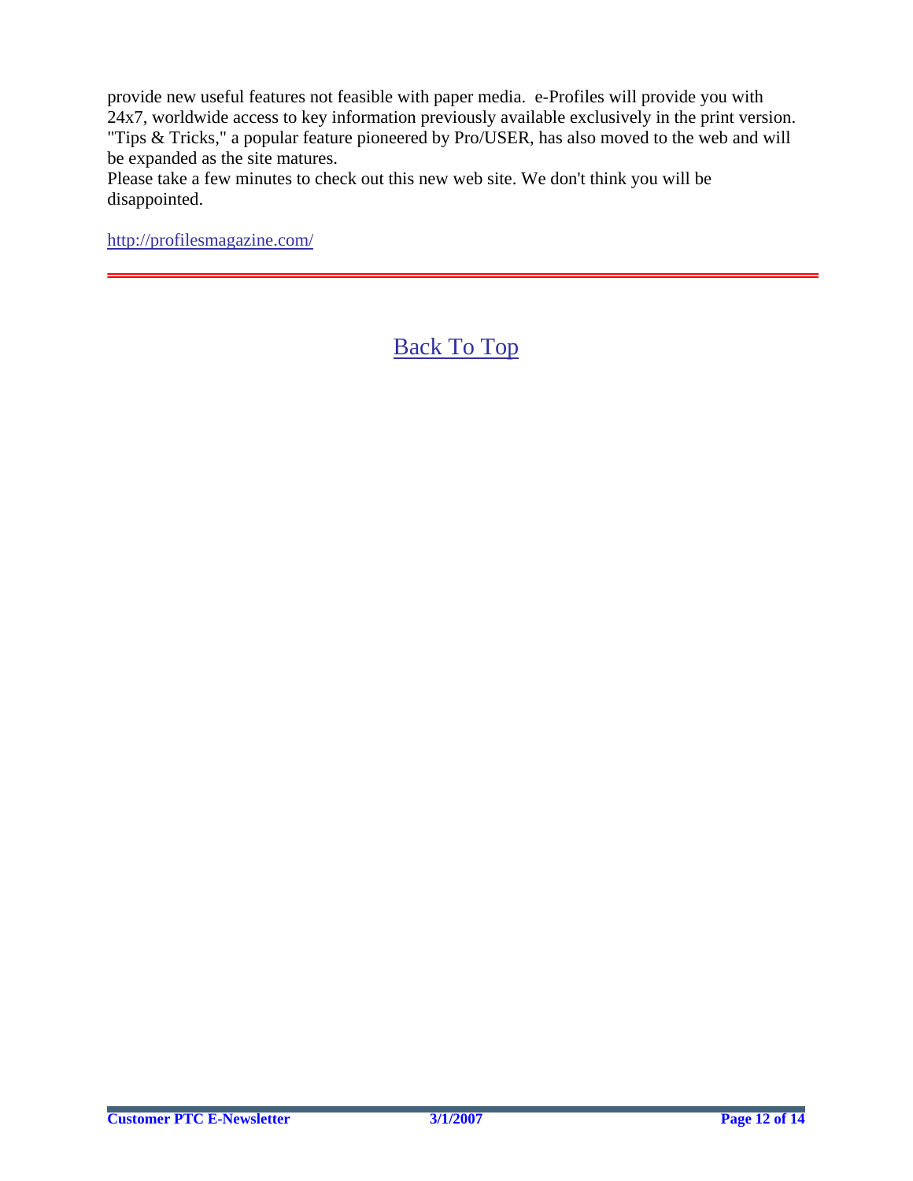provide new useful features not feasible with paper media.  e-Profiles will provide you with 24x7, worldwide access to key information previously available exclusively in the print version. "Tips & Tricks," a popular feature pioneered by Pro/USER, has also moved to the web and will be expanded as the site matures.
Please take a few minutes to check out this new web site. We don't think you will be disappointed.

http://profilesmagazine.com/

---

Back To Top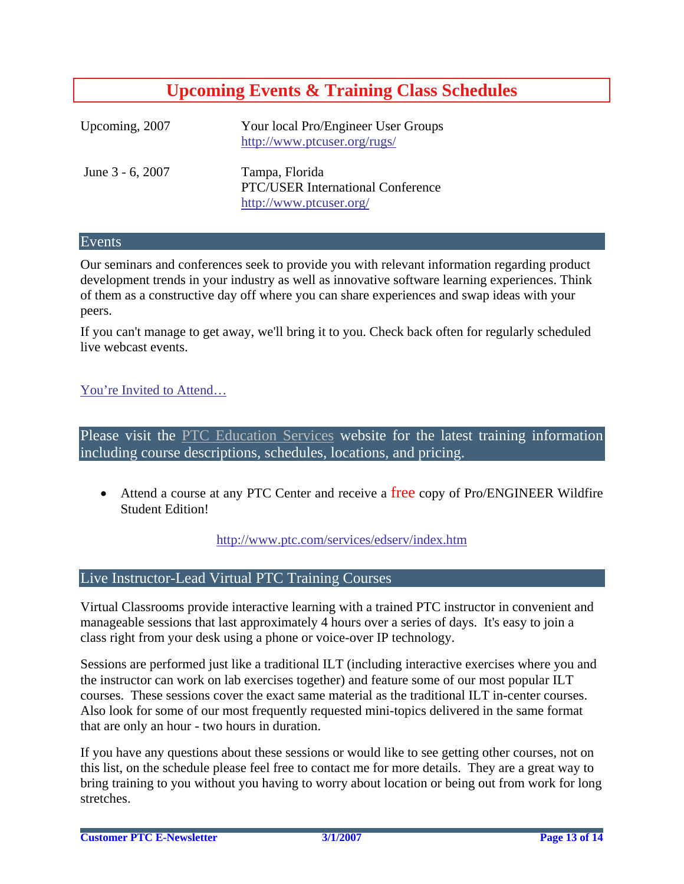# Upcoming Events & Training Class Schedules

| | |
|---|---|
| Upcoming, 2007 | Your local Pro/Engineer User Groups<br>http://www.ptcuser.org/rugs/ |
| June 3 - 6, 2007 | Tampa, Florida<br>PTC/USER International Conference<br>http://www.ptcuser.org/ |

## Events

Our seminars and conferences seek to provide you with relevant information regarding product development trends in your industry as well as innovative software learning experiences. Think of them as a constructive day off where you can share experiences and swap ideas with your peers.

If you can't manage to get away, we'll bring it to you. Check back often for regularly scheduled live webcast events.

You're Invited to Attend…

## Please visit the PTC Education Services website for the latest training information including course descriptions, schedules, locations, and pricing.

- Attend a course at any PTC Center and receive a free copy of Pro/ENGINEER Wildfire Student Edition!

http://www.ptc.com/services/edserv/index.htm

## Live Instructor-Lead Virtual PTC Training Courses

Virtual Classrooms provide interactive learning with a trained PTC instructor in convenient and manageable sessions that last approximately 4 hours over a series of days. It's easy to join a class right from your desk using a phone or voice-over IP technology.

Sessions are performed just like a traditional ILT (including interactive exercises where you and the instructor can work on lab exercises together) and feature some of our most popular ILT courses. These sessions cover the exact same material as the traditional ILT in-center courses. Also look for some of our most frequently requested mini-topics delivered in the same format that are only an hour - two hours in duration.

If you have any questions about these sessions or would like to see getting other courses, not on this list, on the schedule please feel free to contact me for more details. They are a great way to bring training to you without you having to worry about location or being out from work for long stretches.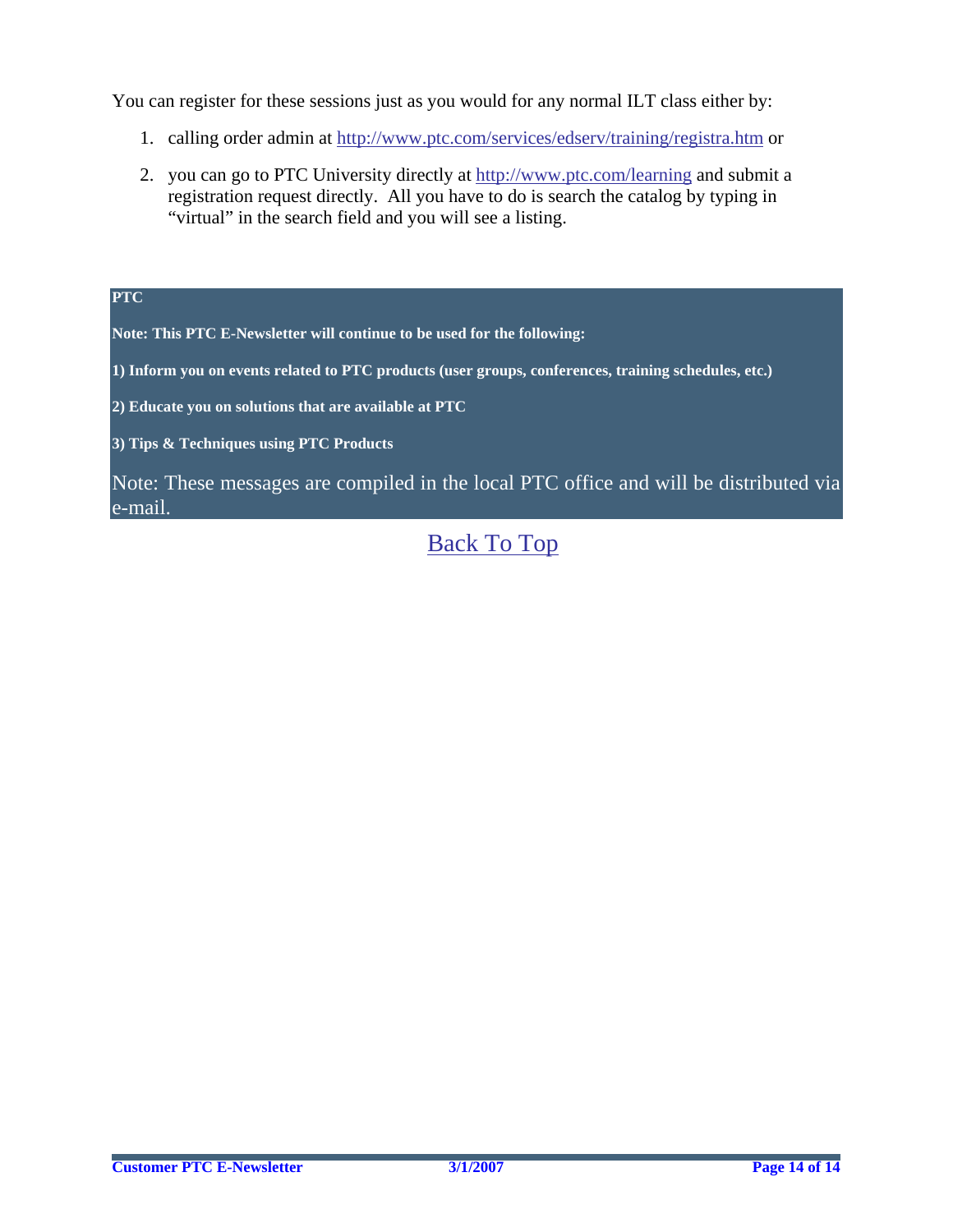You can register for these sessions just as you would for any normal ILT class either by:

1. calling order admin at http://www.ptc.com/services/edserv/training/registra.htm or
2. you can go to PTC University directly at http://www.ptc.com/learning and submit a registration request directly. All you have to do is search the catalog by typing in "virtual" in the search field and you will see a listing.

**PTC**

**Note: This PTC E-Newsletter will continue to be used for the following:**

**1) Inform you on events related to PTC products (user groups, conferences, training schedules, etc.)**

**2) Educate you on solutions that are available at PTC**

**3) Tips & Techniques using PTC Products**

Note: These messages are compiled in the local PTC office and will be distributed via e-mail.

Back To Top